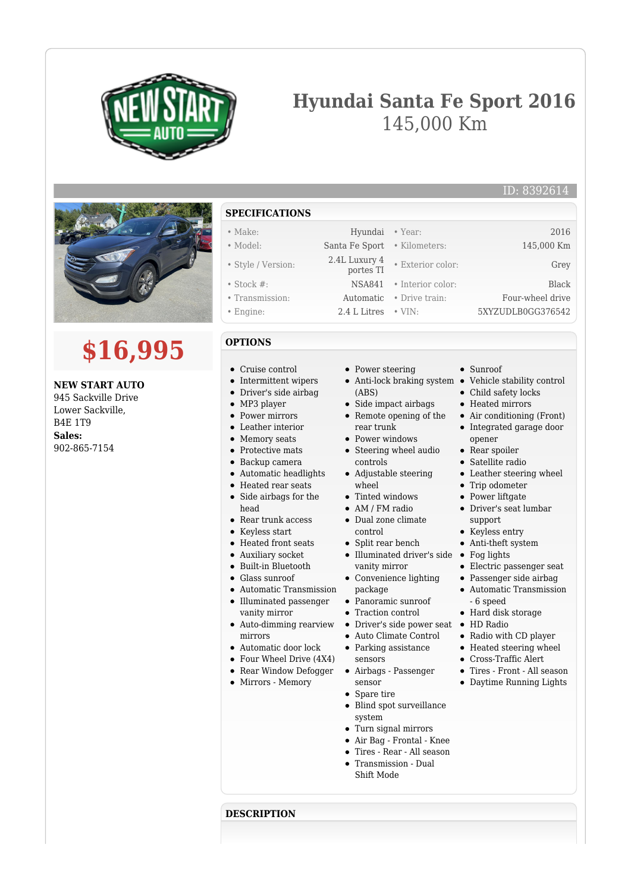# Hyundai Santa Fe Sport 2016

145,000 Km

ID: 8392614

# $16,995

**NEW START AUTO**
945 Sackville Drive
Lower Sackville,
B4E 1T9
**Sales:**
902-865-7154

## SPECIFICATIONS

| | | | |
|---|---|---|---|
| • Make: | Hyundai | • Year: | 2016 |
| • Model: | Santa Fe Sport | • Kilometers: | 145,000 Km |
| • Style / Version: | 2.4L Luxury 4 portes TI | • Exterior color: | Grey |
| • Stock #: | NSA841 | • Interior color: | Black |
| • Transmission: | Automatic | • Drive train: | Four-wheel drive |
| • Engine: | 2.4 L Litres | • VIN: | 5XYZUDLB0GG376542 |

## OPTIONS

- Cruise control
- Intermittent wipers
- Driver's side airbag
- MP3 player
- Power mirrors
- Leather interior
- Memory seats
- Protective mats
- Backup camera
- Automatic headlights
- Heated rear seats
- Side airbags for the head
- Rear trunk access
- Keyless start
- Heated front seats
- Auxiliary socket
- Built-in Bluetooth
- Glass sunroof
- Automatic Transmission
- Illuminated passenger vanity mirror
- Auto-dimming rearview mirrors
- Automatic door lock
- Four Wheel Drive (4X4)
- Rear Window Defogger
- Mirrors - Memory
- Power steering
- Anti-lock braking system (ABS)
- Side impact airbags
- Remote opening of the rear trunk
- Power windows
- Steering wheel audio controls
- Adjustable steering wheel
- Tinted windows
- AM / FM radio
- Dual zone climate control
- Split rear bench
- Illuminated driver's side vanity mirror
- Convenience lighting package
- Panoramic sunroof
- Traction control
- Driver's side power seat
- Auto Climate Control
- Parking assistance sensors
- Airbags - Passenger sensor
- Spare tire
- Blind spot surveillance system
- Turn signal mirrors
- Air Bag - Frontal - Knee
- Tires - Rear - All season
- Transmission - Dual Shift Mode
- Sunroof
- Vehicle stability control
- Child safety locks
- Heated mirrors
- Air conditioning (Front)
- Integrated garage door opener
- Rear spoiler
- Satellite radio
- Leather steering wheel
- Trip odometer
- Power liftgate
- Driver's seat lumbar support
- Keyless entry
- Anti-theft system
- Fog lights
- Electric passenger seat
- Passenger side airbag
- Automatic Transmission - 6 speed
- Hard disk storage
- HD Radio
- Radio with CD player
- Heated steering wheel
- Cross-Traffic Alert
- Tires - Front - All season
- Daytime Running Lights

## DESCRIPTION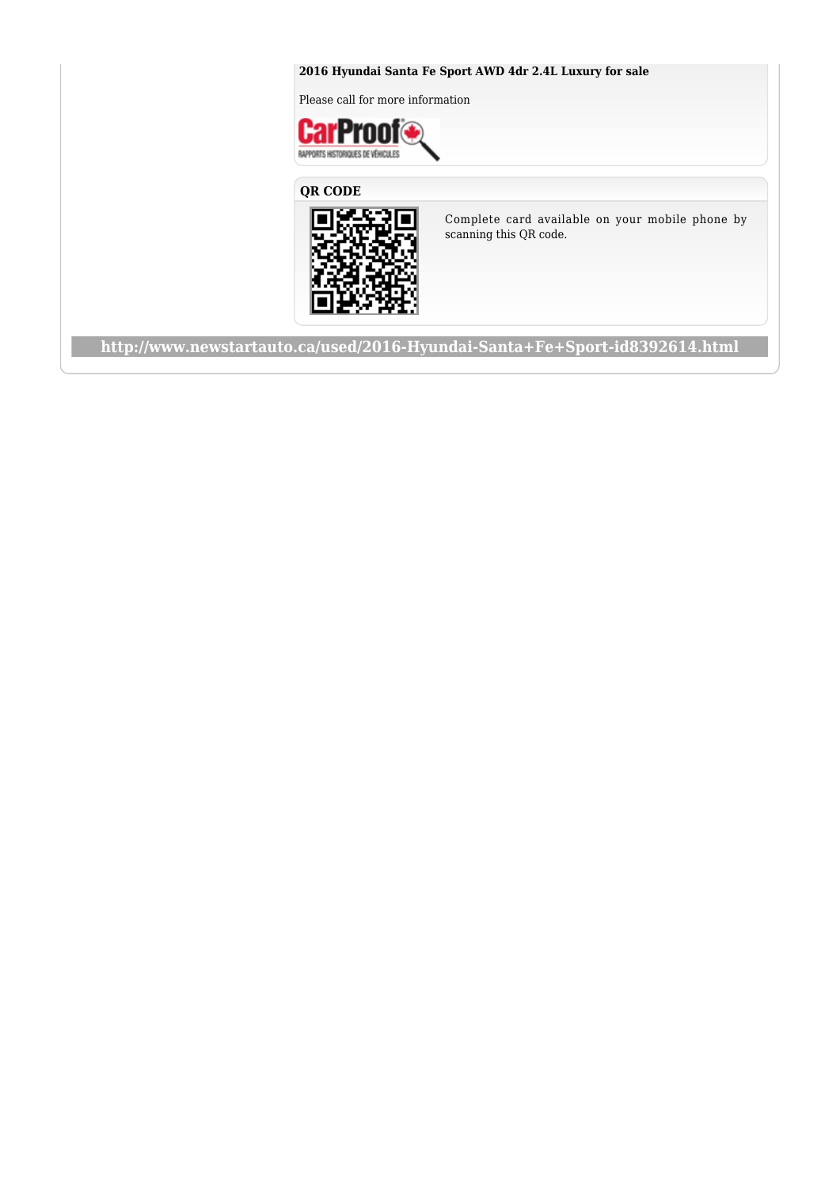**2016 Hyundai Santa Fe Sport AWD 4dr 2.4L Luxury for sale**

Please call for more information

CarProof
RAPPORTS HISTORIQUES DE VÉHICULES

## QR CODE

Complete card available on your mobile phone by scanning this QR code.

**http://www.newstartauto.ca/used/2016-Hyundai-Santa+Fe+Sport-id8392614.html**